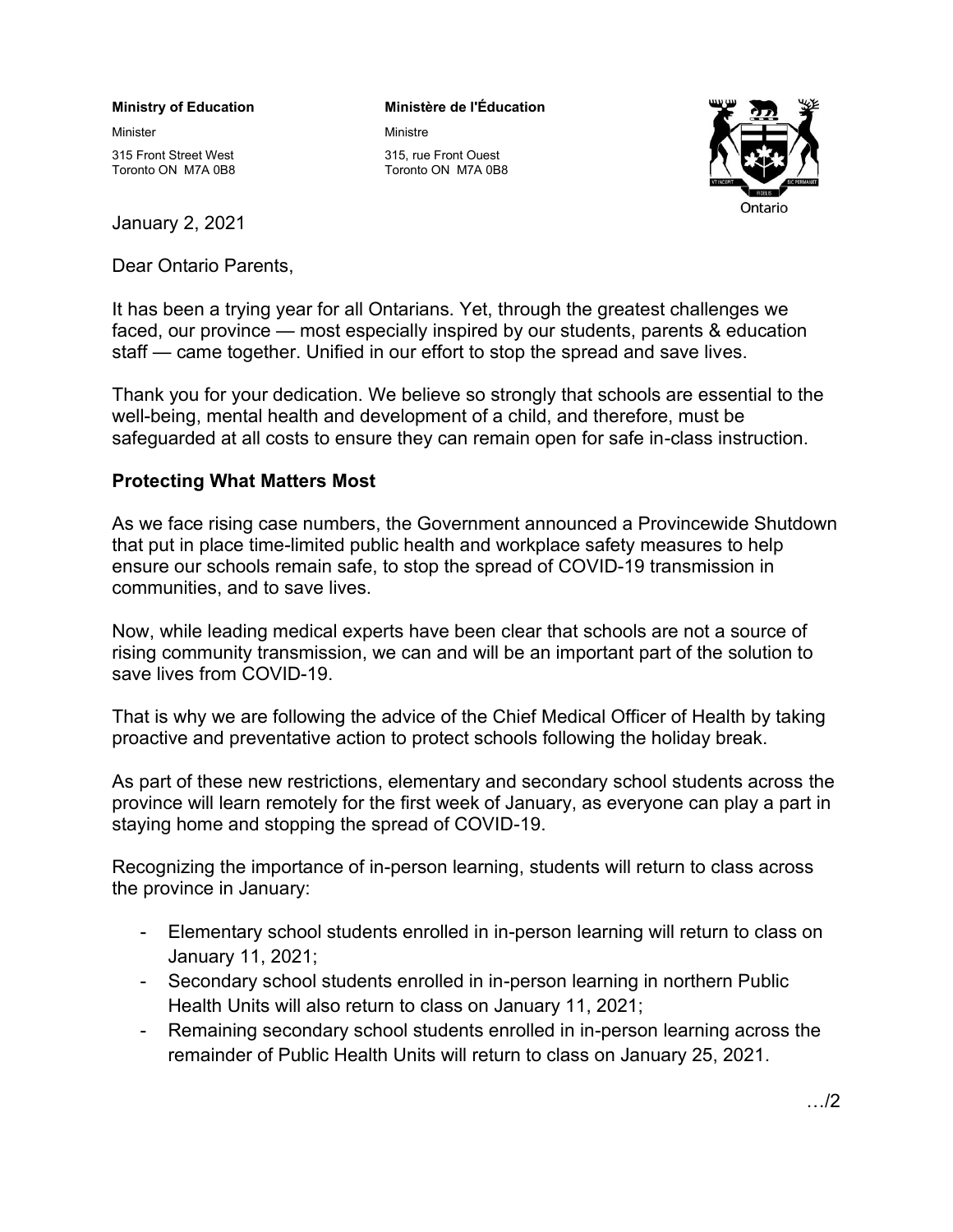**Ministry of Education**

Minister

315 Front Street West
Toronto ON M7A 0B8

**Ministère de l'Éducation**

Ministre

315, rue Front Ouest
Toronto ON M7A 0B8

Ontario

January 2, 2021

Dear Ontario Parents,

It has been a trying year for all Ontarians. Yet, through the greatest challenges we faced, our province — most especially inspired by our students, parents & education staff — came together. Unified in our effort to stop the spread and save lives.

Thank you for your dedication. We believe so strongly that schools are essential to the well-being, mental health and development of a child, and therefore, must be safeguarded at all costs to ensure they can remain open for safe in-class instruction.

**Protecting What Matters Most**

As we face rising case numbers, the Government announced a Provincewide Shutdown that put in place time-limited public health and workplace safety measures to help ensure our schools remain safe, to stop the spread of COVID-19 transmission in communities, and to save lives.

Now, while leading medical experts have been clear that schools are not a source of rising community transmission, we can and will be an important part of the solution to save lives from COVID-19.

That is why we are following the advice of the Chief Medical Officer of Health by taking proactive and preventative action to protect schools following the holiday break.

As part of these new restrictions, elementary and secondary school students across the province will learn remotely for the first week of January, as everyone can play a part in staying home and stopping the spread of COVID-19.

Recognizing the importance of in-person learning, students will return to class across the province in January:

- Elementary school students enrolled in in-person learning will return to class on January 11, 2021;
- Secondary school students enrolled in in-person learning in northern Public Health Units will also return to class on January 11, 2021;
- Remaining secondary school students enrolled in in-person learning across the remainder of Public Health Units will return to class on January 25, 2021.

…/2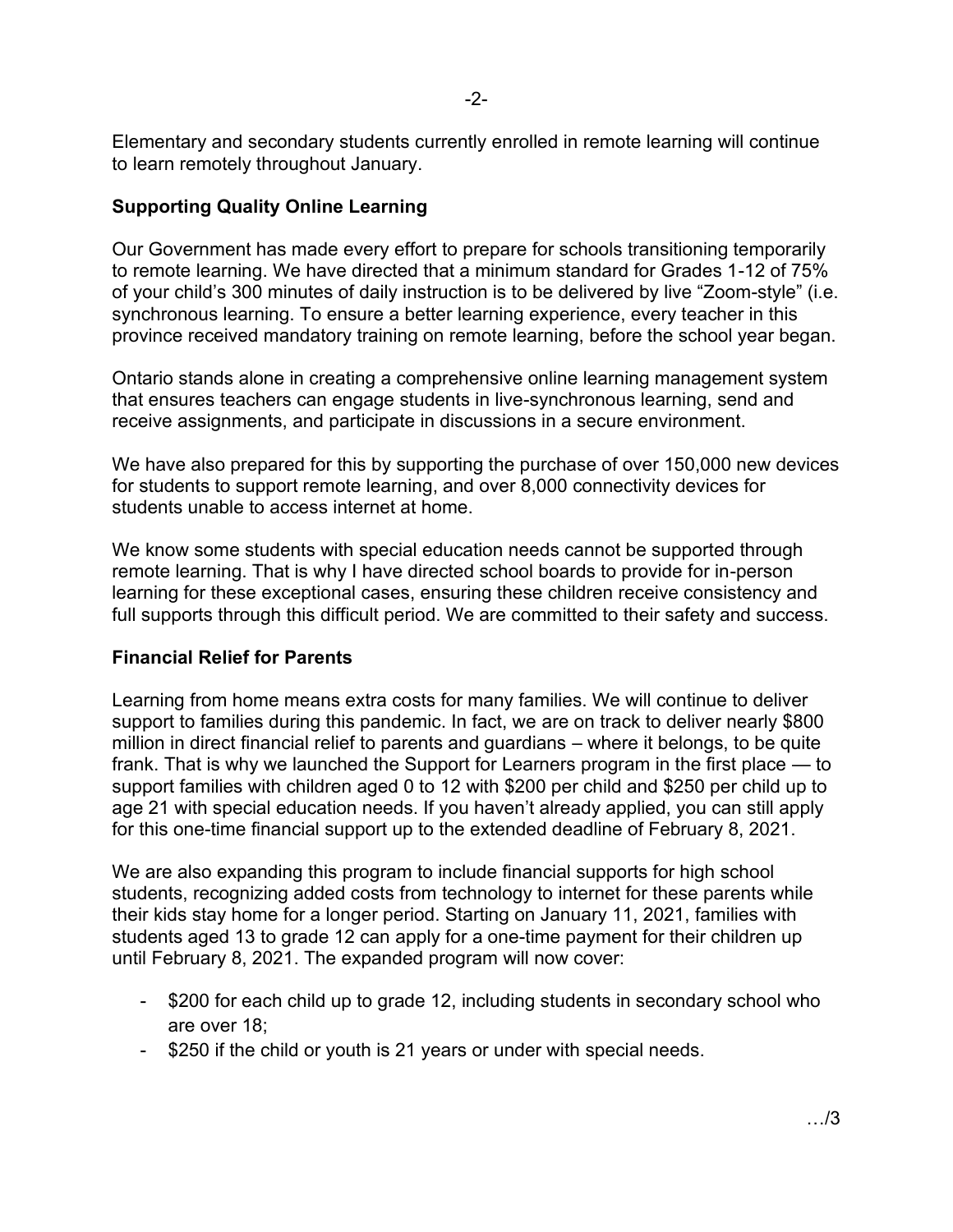Elementary and secondary students currently enrolled in remote learning will continue to learn remotely throughout January.

**Supporting Quality Online Learning**

Our Government has made every effort to prepare for schools transitioning temporarily to remote learning. We have directed that a minimum standard for Grades 1-12 of 75% of your child's 300 minutes of daily instruction is to be delivered by live "Zoom-style" (i.e. synchronous learning. To ensure a better learning experience, every teacher in this province received mandatory training on remote learning, before the school year began.

Ontario stands alone in creating a comprehensive online learning management system that ensures teachers can engage students in live-synchronous learning, send and receive assignments, and participate in discussions in a secure environment.

We have also prepared for this by supporting the purchase of over 150,000 new devices for students to support remote learning, and over 8,000 connectivity devices for students unable to access internet at home.

We know some students with special education needs cannot be supported through remote learning. That is why I have directed school boards to provide for in-person learning for these exceptional cases, ensuring these children receive consistency and full supports through this difficult period. We are committed to their safety and success.

**Financial Relief for Parents**

Learning from home means extra costs for many families. We will continue to deliver support to families during this pandemic. In fact, we are on track to deliver nearly $800 million in direct financial relief to parents and guardians – where it belongs, to be quite frank. That is why we launched the Support for Learners program in the first place — to support families with children aged 0 to 12 with $200 per child and $250 per child up to age 21 with special education needs. If you haven't already applied, you can still apply for this one-time financial support up to the extended deadline of February 8, 2021.

We are also expanding this program to include financial supports for high school students, recognizing added costs from technology to internet for these parents while their kids stay home for a longer period. Starting on January 11, 2021, families with students aged 13 to grade 12 can apply for a one-time payment for their children up until February 8, 2021. The expanded program will now cover:

- $200 for each child up to grade 12, including students in secondary school who are over 18;
- $250 if the child or youth is 21 years or under with special needs.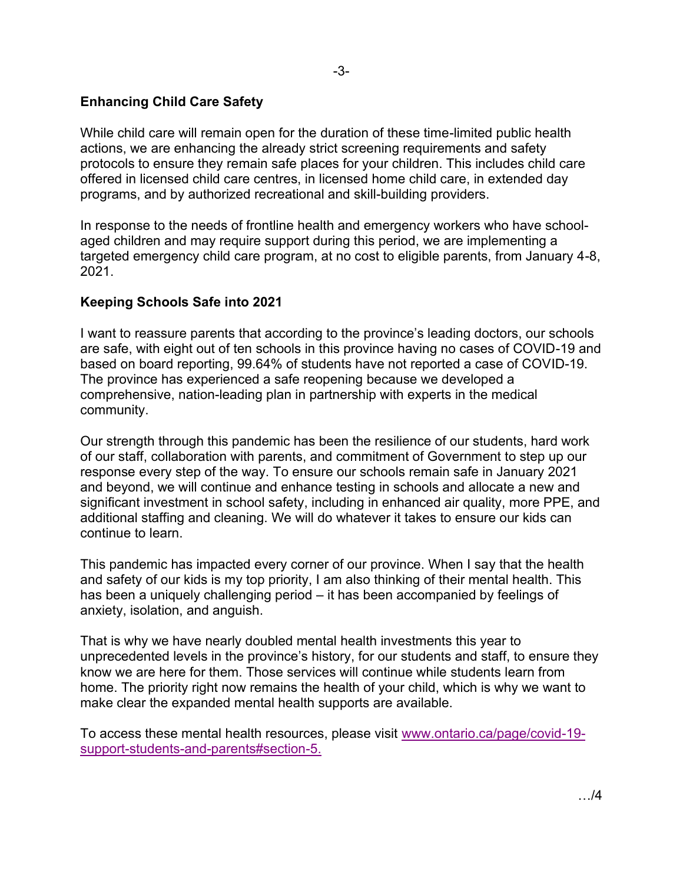## Enhancing Child Care Safety

While child care will remain open for the duration of these time-limited public health actions, we are enhancing the already strict screening requirements and safety protocols to ensure they remain safe places for your children. This includes child care offered in licensed child care centres, in licensed home child care, in extended day programs, and by authorized recreational and skill-building providers.

In response to the needs of frontline health and emergency workers who have school-aged children and may require support during this period, we are implementing a targeted emergency child care program, at no cost to eligible parents, from January 4-8, 2021.

## Keeping Schools Safe into 2021

I want to reassure parents that according to the province's leading doctors, our schools are safe, with eight out of ten schools in this province having no cases of COVID-19 and based on board reporting, 99.64% of students have not reported a case of COVID-19. The province has experienced a safe reopening because we developed a comprehensive, nation-leading plan in partnership with experts in the medical community.

Our strength through this pandemic has been the resilience of our students, hard work of our staff, collaboration with parents, and commitment of Government to step up our response every step of the way. To ensure our schools remain safe in January 2021 and beyond, we will continue and enhance testing in schools and allocate a new and significant investment in school safety, including in enhanced air quality, more PPE, and additional staffing and cleaning. We will do whatever it takes to ensure our kids can continue to learn.

This pandemic has impacted every corner of our province. When I say that the health and safety of our kids is my top priority, I am also thinking of their mental health. This has been a uniquely challenging period – it has been accompanied by feelings of anxiety, isolation, and anguish.

That is why we have nearly doubled mental health investments this year to unprecedented levels in the province's history, for our students and staff, to ensure they know we are here for them. Those services will continue while students learn from home. The priority right now remains the health of your child, which is why we want to make clear the expanded mental health supports are available.

To access these mental health resources, please visit [www.ontario.ca/page/covid-19-support-students-and-parents#section-5.](http://www.ontario.ca/page/covid-19-support-students-and-parents#section-5)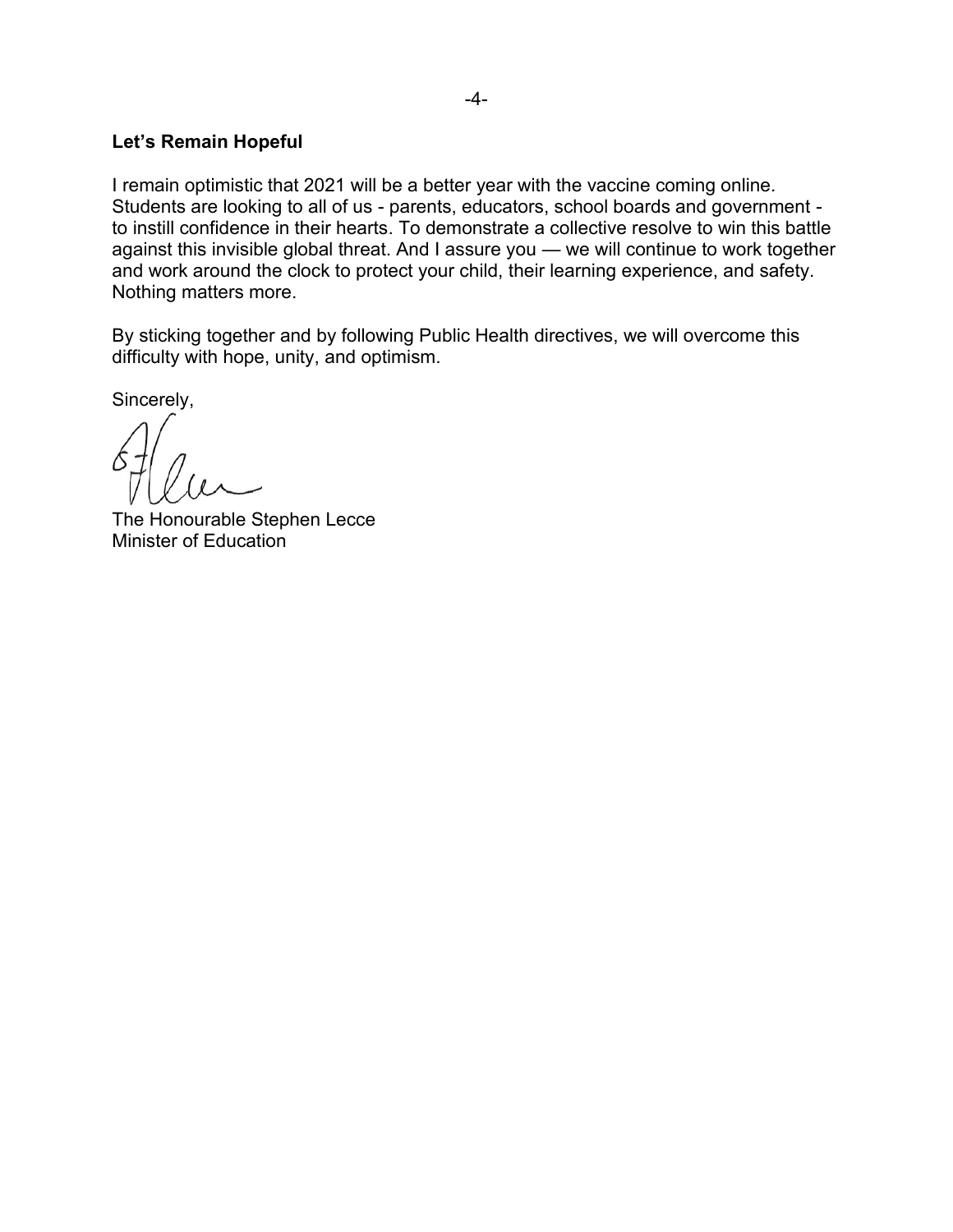**Let's Remain Hopeful**

I remain optimistic that 2021 will be a better year with the vaccine coming online. Students are looking to all of us - parents, educators, school boards and government - to instill confidence in their hearts. To demonstrate a collective resolve to win this battle against this invisible global threat. And I assure you — we will continue to work together and work around the clock to protect your child, their learning experience, and safety. Nothing matters more.

By sticking together and by following Public Health directives, we will overcome this difficulty with hope, unity, and optimism.

Sincerely,

The Honourable Stephen Lecce
Minister of Education